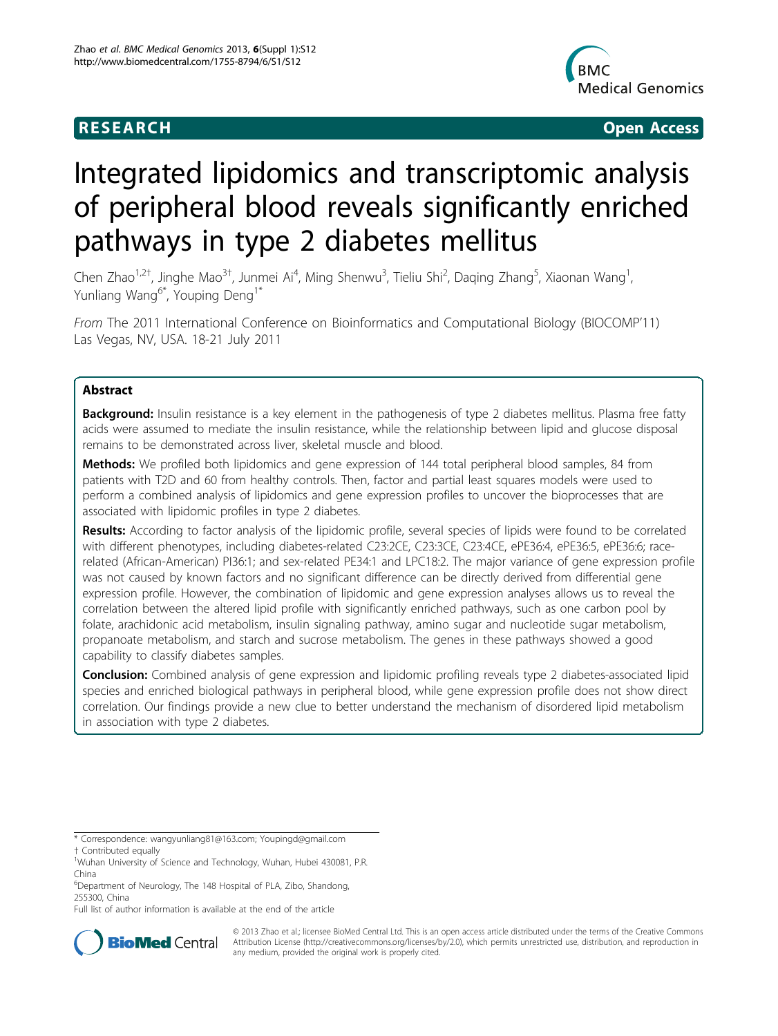**RESEARCH** **Open Access**

# Integrated lipidomics and transcriptomic analysis of peripheral blood reveals significantly enriched pathways in type 2 diabetes mellitus

Chen Zhao[1,2†], Jinghe Mao[3†], Junmei Ai[4], Ming Shenwu[3], Tieliu Shi[2], Daqing Zhang[5], Xiaonan Wang[1], Yunliang Wang[6*], Youping Deng[1*]

*From* The 2011 International Conference on Bioinformatics and Computational Biology (BIOCOMP'11) Las Vegas, NV, USA. 18-21 July 2011

## Abstract

**Background:** Insulin resistance is a key element in the pathogenesis of type 2 diabetes mellitus. Plasma free fatty acids were assumed to mediate the insulin resistance, while the relationship between lipid and glucose disposal remains to be demonstrated across liver, skeletal muscle and blood.

**Methods:** We profiled both lipidomics and gene expression of 144 total peripheral blood samples, 84 from patients with T2D and 60 from healthy controls. Then, factor and partial least squares models were used to perform a combined analysis of lipidomics and gene expression profiles to uncover the bioprocesses that are associated with lipidomic profiles in type 2 diabetes.

**Results:** According to factor analysis of the lipidomic profile, several species of lipids were found to be correlated with different phenotypes, including diabetes-related C23:2CE, C23:3CE, C23:4CE, ePE36:4, ePE36:5, ePE36:6; race-related (African-American) PI36:1; and sex-related PE34:1 and LPC18:2. The major variance of gene expression profile was not caused by known factors and no significant difference can be directly derived from differential gene expression profile. However, the combination of lipidomic and gene expression analyses allows us to reveal the correlation between the altered lipid profile with significantly enriched pathways, such as one carbon pool by folate, arachidonic acid metabolism, insulin signaling pathway, amino sugar and nucleotide sugar metabolism, propanoate metabolism, and starch and sucrose metabolism. The genes in these pathways showed a good capability to classify diabetes samples.

**Conclusion:** Combined analysis of gene expression and lipidomic profiling reveals type 2 diabetes-associated lipid species and enriched biological pathways in peripheral blood, while gene expression profile does not show direct correlation. Our findings provide a new clue to better understand the mechanism of disordered lipid metabolism in association with type 2 diabetes.

\* Correspondence: wangyunliang81@163.com; Youpingd@gmail.com
† Contributed equally
[1]Wuhan University of Science and Technology, Wuhan, Hubei 430081, P.R. China
[6]Department of Neurology, The 148 Hospital of PLA, Zibo, Shandong, 255300, China
Full list of author information is available at the end of the article

© 2013 Zhao et al.; licensee BioMed Central Ltd. This is an open access article distributed under the terms of the Creative Commons Attribution License (http://creativecommons.org/licenses/by/2.0), which permits unrestricted use, distribution, and reproduction in any medium, provided the original work is properly cited.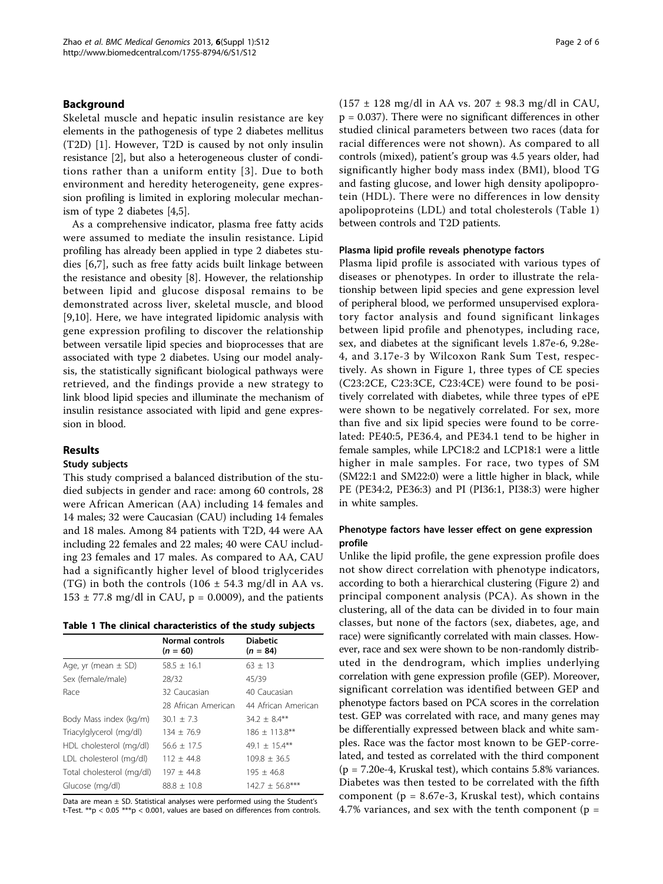## Background

Skeletal muscle and hepatic insulin resistance are key elements in the pathogenesis of type 2 diabetes mellitus (T2D) [1]. However, T2D is caused by not only insulin resistance [2], but also a heterogeneous cluster of conditions rather than a uniform entity [3]. Due to both environment and heredity heterogeneity, gene expression profiling is limited in exploring molecular mechanism of type 2 diabetes [4,5].

As a comprehensive indicator, plasma free fatty acids were assumed to mediate the insulin resistance. Lipid profiling has already been applied in type 2 diabetes studies [6,7], such as free fatty acids built linkage between the resistance and obesity [8]. However, the relationship between lipid and glucose disposal remains to be demonstrated across liver, skeletal muscle, and blood [9,10]. Here, we have integrated lipidomic analysis with gene expression profiling to discover the relationship between versatile lipid species and bioprocesses that are associated with type 2 diabetes. Using our model analysis, the statistically significant biological pathways were retrieved, and the findings provide a new strategy to link blood lipid species and illuminate the mechanism of insulin resistance associated with lipid and gene expression in blood.

## Results

### Study subjects

This study comprised a balanced distribution of the studied subjects in gender and race: among 60 controls, 28 were African American (AA) including 14 females and 14 males; 32 were Caucasian (CAU) including 14 females and 18 males. Among 84 patients with T2D, 44 were AA including 22 females and 22 males; 40 were CAU including 23 females and 17 males. As compared to AA, CAU had a significantly higher level of blood triglycerides (TG) in both the controls (106 ± 54.3 mg/dl in AA vs. 153 ± 77.8 mg/dl in CAU, p = 0.0009), and the patients (157 ± 128 mg/dl in AA vs. 207 ± 98.3 mg/dl in CAU, p = 0.037). There were no significant differences in other studied clinical parameters between two races (data for racial differences were not shown). As compared to all controls (mixed), patient's group was 4.5 years older, had significantly higher body mass index (BMI), blood TG and fasting glucose, and lower high density apolipoprotein (HDL). There were no differences in low density apolipoproteins (LDL) and total cholesterols (Table 1) between controls and T2D patients.

**Table 1 The clinical characteristics of the study subjects**

| | Normal controls (*n* = 60) | Diabetic (*n* = 84) |
|---|---|---|
| Age, yr (mean ± SD) | 58.5 ± 16.1 | 63 ± 13 |
| Sex (female/male) | 28/32 | 45/39 |
| Race | 32 Caucasian | 40 Caucasian |
| | 28 African American | 44 African American |
| Body Mass index (kg/m) | 30.1 ± 7.3 | 34.2 ± 8.4** |
| Triacylglycerol (mg/dl) | 134 ± 76.9 | 186 ± 113.8** |
| HDL cholesterol (mg/dl) | 56.6 ± 17.5 | 49.1 ± 15.4** |
| LDL cholesterol (mg/dl) | 112 ± 44.8 | 109.8 ± 36.5 |
| Total cholesterol (mg/dl) | 197 ± 44.8 | 195 ± 46.8 |
| Glucose (mg/dl) | 88.8 ± 10.8 | 142.7 ± 56.8*** |

Data are mean ± SD. Statistical analyses were performed using the Student's t-Test. **p < 0.05 ***p < 0.001, values are based on differences from controls.

### Plasma lipid profile reveals phenotype factors

Plasma lipid profile is associated with various types of diseases or phenotypes. In order to illustrate the relationship between lipid species and gene expression level of peripheral blood, we performed unsupervised exploratory factor analysis and found significant linkages between lipid profile and phenotypes, including race, sex, and diabetes at the significant levels 1.87e-6, 9.28e-4, and 3.17e-3 by Wilcoxon Rank Sum Test, respectively. As shown in Figure 1, three types of CE species (C23:2CE, C23:3CE, C23:4CE) were found to be positively correlated with diabetes, while three types of ePE were shown to be negatively correlated. For sex, more than five and six lipid species were found to be correlated: PE40:5, PE36.4, and PE34.1 tend to be higher in female samples, while LPC18:2 and LCP18:1 were a little higher in male samples. For race, two types of SM (SM22:1 and SM22:0) were a little higher in black, while PE (PE34:2, PE36:3) and PI (PI36:1, PI38:3) were higher in white samples.

### Phenotype factors have lesser effect on gene expression profile

Unlike the lipid profile, the gene expression profile does not show direct correlation with phenotype indicators, according to both a hierarchical clustering (Figure 2) and principal component analysis (PCA). As shown in the clustering, all of the data can be divided in to four main classes, but none of the factors (sex, diabetes, age, and race) were significantly correlated with main classes. However, race and sex were shown to be non-randomly distributed in the dendrogram, which implies underlying correlation with gene expression profile (GEP). Moreover, significant correlation was identified between GEP and phenotype factors based on PCA scores in the correlation test. GEP was correlated with race, and many genes may be differentially expressed between black and white samples. Race was the factor most known to be GEP-correlated, and tested as correlated with the third component (p = 7.20e-4, Kruskal test), which contains 5.8% variances. Diabetes was then tested to be correlated with the fifth component (p = 8.67e-3, Kruskal test), which contains 4.7% variances, and sex with the tenth component (p =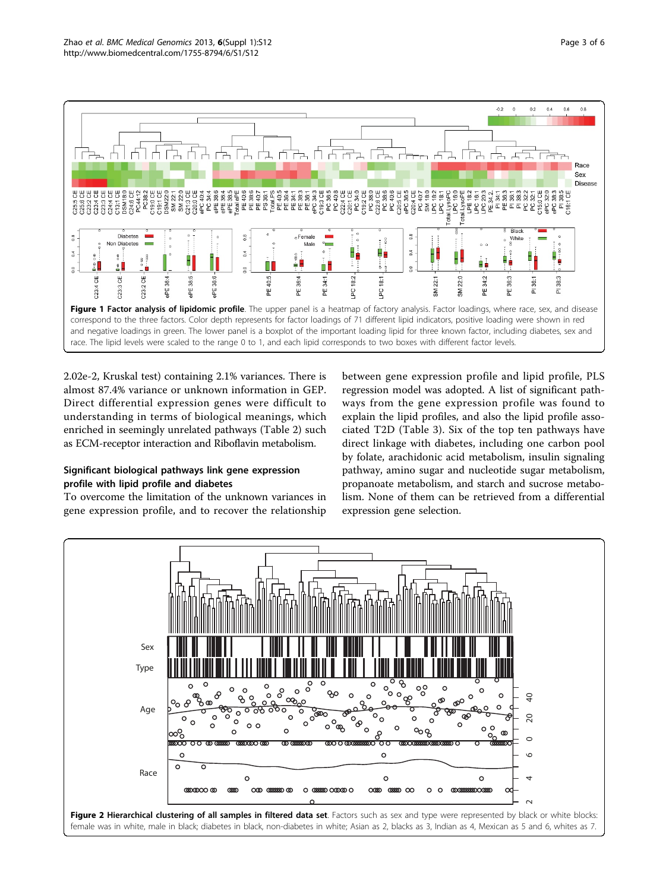**Figure 1 Factor analysis of lipidomic profile.** The upper panel is a heatmap of factory analysis. Factor loadings, where race, sex, and disease correspond to the three factors. Color depth represents for factor loadings of 71 different lipid indicators, positive loading were shown in red and negative loadings in green. The lower panel is a boxplot of the important loading lipid for three known factor, including diabetes, sex and race. The lipid levels were scaled to the range 0 to 1, and each lipid corresponds to two boxes with different factor levels.

2.02e-2, Kruskal test) containing 2.1% variances. There is almost 87.4% variance or unknown information in GEP. Direct differential expression genes were difficult to understanding in terms of biological meanings, which enriched in seemingly unrelated pathways (Table 2) such as ECM-receptor interaction and Riboflavin metabolism.

### Significant biological pathways link gene expression profile with lipid profile and diabetes

To overcome the limitation of the unknown variances in gene expression profile, and to recover the relationship between gene expression profile and lipid profile, PLS regression model was adopted. A list of significant pathways from the gene expression profile was found to explain the lipid profiles, and also the lipid profile associated T2D (Table 3). Six of the top ten pathways have direct linkage with diabetes, including one carbon pool by folate, arachidonic acid metabolism, insulin signaling pathway, amino sugar and nucleotide sugar metabolism, propanoate metabolism, and starch and sucrose metabolism. None of them can be retrieved from a differential expression gene selection.

**Figure 2 Hierarchical clustering of all samples in filtered data set.** Factors such as sex and type were represented by black or white blocks: female was in white, male in black; diabetes in black, non-diabetes in white; Asian as 2, blacks as 3, Indian as 4, Mexican as 5 and 6, whites as 7.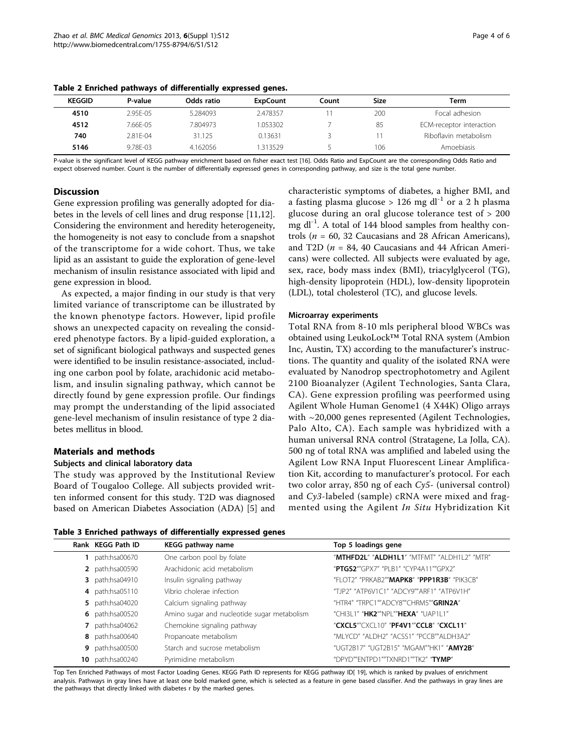**Table 2 Enriched pathways of differentially expressed genes.**

| KEGGID | P-value | Odds ratio | ExpCount | Count | Size | Term |
|---|---|---|---|---|---|---|
| **4510** | 2.95E-05 | 5.284093 | 2.478357 | 11 | 200 | Focal adhesion |
| **4512** | 7.66E-05 | 7.804973 | 1.053302 | 7 | 85 | ECM-receptor interaction |
| **740** | 2.81E-04 | 31.125 | 0.13631 | 3 | 11 | Riboflavin metabolism |
| **5146** | 9.78E-03 | 4.162056 | 1.313529 | 5 | 106 | Amoebiasis |

P-value is the significant level of KEGG pathway enrichment based on fisher exact test [16]. Odds Ratio and ExpCount are the corresponding Odds Ratio and expect observed number. Count is the number of differentially expressed genes in corresponding pathway, and size is the total gene number.

## Discussion

Gene expression profiling was generally adopted for diabetes in the levels of cell lines and drug response [11,12]. Considering the environment and heredity heterogeneity, the homogeneity is not easy to conclude from a snapshot of the transcriptome for a wide cohort. Thus, we take lipid as an assistant to guide the exploration of gene-level mechanism of insulin resistance associated with lipid and gene expression in blood.

As expected, a major finding in our study is that very limited variance of transcriptome can be illustrated by the known phenotype factors. However, lipid profile shows an unexpected capacity on revealing the considered phenotype factors. By a lipid-guided exploration, a set of significant biological pathways and suspected genes were identified to be insulin resistance-associated, including one carbon pool by folate, arachidonic acid metabolism, and insulin signaling pathway, which cannot be directly found by gene expression profile. Our findings may prompt the understanding of the lipid associated gene-level mechanism of insulin resistance of type 2 diabetes mellitus in blood.

## Materials and methods

### Subjects and clinical laboratory data

The study was approved by the Institutional Review Board of Tougaloo College. All subjects provided written informed consent for this study. T2D was diagnosed based on American Diabetes Association (ADA) [5] and characteristic symptoms of diabetes, a higher BMI, and a fasting plasma glucose > 126 mg $dl^{-1}$ or a 2 h plasma glucose during an oral glucose tolerance test of > 200 mg $dl^{-1}$. A total of 144 blood samples from healthy controls ($n$ = 60, 32 Caucasians and 28 African Americans), and T2D ($n$ = 84, 40 Caucasians and 44 African Americans) were collected. All subjects were evaluated by age, sex, race, body mass index (BMI), triacylglycerol (TG), high-density lipoprotein (HDL), low-density lipoprotein (LDL), total cholesterol (TC), and glucose levels.

### Microarray experiments

Total RNA from 8-10 mls peripheral blood WBCs was obtained using LeukoLock™ Total RNA system (Ambion Inc, Austin, TX) according to the manufacturer's instructions. The quantity and quality of the isolated RNA were evaluated by Nanodrop spectrophotometry and Agilent 2100 Bioanalyzer (Agilent Technologies, Santa Clara, CA). Gene expression profiling was peerformed using Agilent Whole Human Genome1 (4 X44K) Oligo arrays with ~20,000 genes represented (Agilent Technologies, Palo Alto, CA). Each sample was hybridized with a human universal RNA control (Stratagene, La Jolla, CA). 500 ng of total RNA was amplified and labeled using the Agilent Low RNA Input Fluorescent Linear Amplification Kit, according to manufacturer's protocol. For each two color array, 850 ng of each *Cy5*- (universal control) and *Cy3*-labeled (sample) cRNA were mixed and fragmented using the Agilent *In Situ* Hybridization Kit

**Table 3 Enriched pathways of differentially expressed genes**

| Rank | KEGG Path ID | KEGG pathway name | Top 5 loadings gene |
|---|---|---|---|
| **1** | path:hsa00670 | One carbon pool by folate | "**MTHFD2L**" "**ALDH1L1**" "MTFMT" "ALDH1L2" "MTR" |
| **2** | path:hsa00590 | Arachidonic acid metabolism | "**PTGS2**""GPX7" "PLB1" "CYP4A11""GPX2" |
| **3** | path:hsa04910 | Insulin signaling pathway | "FLOT2" "PRKAB2""**MAPK8**" "**PPP1R3B**" "PIK3CB" |
| **4** | path:hsa05110 | Vibrio cholerae infection | "TJP2" "ATP6V1C1" "ADCY9""ARF1" "ATP6V1H" |
| **5** | path:hsa04020 | Calcium signaling pathway | "HTR4" "TRPC1""ADCY8""CHRM5""**GRIN2A**" |
| **6** | path:hsa00520 | Amino sugar and nucleotide sugar metabolism | "CHI3L1" "**HK2**""NPL""**HEXA**" "UAP1L1" |
| **7** | path:hsa04062 | Chemokine signaling pathway | "**CXCL5**""CXCL10" "**PF4V1**""**CCL8**" "**CXCL11**" |
| **8** | path:hsa00640 | Propanoate metabolism | "MLYCD" "ALDH2" "ACSS1" "PCCB""ALDH3A2" |
| **9** | path:hsa00500 | Starch and sucrose metabolism | "UGT2B17" "UGT2B15" "MGAM""HK1" "**AMY2B**" |
| **10** | path:hsa00240 | Pyrimidine metabolism | "DPYD""ENTPD1""TXNRD1""TK2" "**TYMP**" |

Top Ten Enriched Pathways of most Factor Loading Genes. KEGG Path ID represents for KEGG pathway ID[ 19], which is ranked by pvalues of enrichment analysis. Pathways in gray lines have at least one bold marked gene, which is selected as a feature in gene based classifier. And the pathways in gray lines are the pathways that directly linked with diabetes r by the marked genes.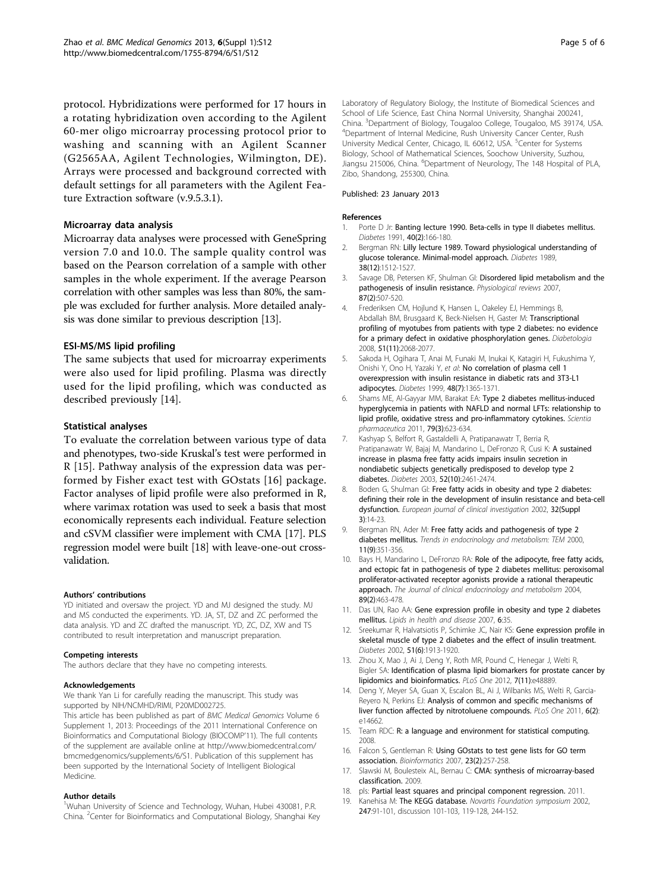protocol. Hybridizations were performed for 17 hours in a rotating hybridization oven according to the Agilent 60-mer oligo microarray processing protocol prior to washing and scanning with an Agilent Scanner (G2565AA, Agilent Technologies, Wilmington, DE). Arrays were processed and background corrected with default settings for all parameters with the Agilent Feature Extraction software (v.9.5.3.1).

### Microarray data analysis

Microarray data analyses were processed with GeneSpring version 7.0 and 10.0. The sample quality control was based on the Pearson correlation of a sample with other samples in the whole experiment. If the average Pearson correlation with other samples was less than 80%, the sample was excluded for further analysis. More detailed analysis was done similar to previous description [13].

### ESI-MS/MS lipid profiling

The same subjects that used for microarray experiments were also used for lipid profiling. Plasma was directly used for the lipid profiling, which was conducted as described previously [14].

### Statistical analyses

To evaluate the correlation between various type of data and phenotypes, two-side Kruskal's test were performed in R [15]. Pathway analysis of the expression data was performed by Fisher exact test with GOstats [16] package. Factor analyses of lipid profile were also preformed in R, where varimax rotation was used to seek a basis that most economically represents each individual. Feature selection and cSVM classifier were implement with CMA [17]. PLS regression model were built [18] with leave-one-out cross-validation.

#### Authors' contributions

YD initiated and oversaw the project. YD and MJ designed the study. MJ and MS conducted the experiments. YD. JA, ST, DZ and ZC performed the data analysis. YD and ZC drafted the manuscript. YD, ZC, DZ, XW and TS contributed to result interpretation and manuscript preparation.

#### Competing interests

The authors declare that they have no competing interests.

#### Acknowledgements

We thank Yan Li for carefully reading the manuscript. This study was supported by NIH/NCMHD/RIMI, P20MD002725.

This article has been published as part of *BMC Medical Genomics* Volume 6 Supplement 1, 2013: Proceedings of the 2011 International Conference on Bioinformatics and Computational Biology (BIOCOMP'11). The full contents of the supplement are available online at http://www.biomedcentral.com/bmcmedgenomics/supplements/6/S1. Publication of this supplement has been supported by the International Society of Intelligent Biological Medicine.

#### Author details

[1]Wuhan University of Science and Technology, Wuhan, Hubei 430081, P.R. China. [2]Center for Bioinformatics and Computational Biology, Shanghai Key Laboratory of Regulatory Biology, the Institute of Biomedical Sciences and School of Life Science, East China Normal University, Shanghai 200241, China. [3]Department of Biology, Tougaloo College, Tougaloo, MS 39174, USA. [4]Department of Internal Medicine, Rush University Cancer Center, Rush University Medical Center, Chicago, IL 60612, USA. [5]Center for Systems Biology, School of Mathematical Sciences, Soochow University, Suzhou, Jiangsu 215006, China. [6]Department of Neurology, The 148 Hospital of PLA, Zibo, Shandong, 255300, China.

Published: 23 January 2013

#### References

1. Porte D Jr: **Banting lecture 1990. Beta-cells in type II diabetes mellitus.** *Diabetes* 1991, **40(2)**:166-180.
2. Bergman RN: **Lilly lecture 1989. Toward physiological understanding of glucose tolerance. Minimal-model approach.** *Diabetes* 1989, **38(12)**:1512-1527.
3. Savage DB, Petersen KF, Shulman GI: **Disordered lipid metabolism and the pathogenesis of insulin resistance.** *Physiological reviews* 2007, **87(2)**:507-520.
4. Frederiksen CM, Hojlund K, Hansen L, Oakeley EJ, Hemmings B, Abdallah BM, Brusgaard K, Beck-Nielsen H, Gaster M: **Transcriptional profiling of myotubes from patients with type 2 diabetes: no evidence for a primary defect in oxidative phosphorylation genes.** *Diabetologia* 2008, **51(11)**:2068-2077.
5. Sakoda H, Ogihara T, Anai M, Funaki M, Inukai K, Katagiri H, Fukushima Y, Onishi Y, Ono H, Yazaki Y, *et al*: **No correlation of plasma cell 1 overexpression with insulin resistance in diabetic rats and 3T3-L1 adipocytes.** *Diabetes* 1999, **48(7)**:1365-1371.
6. Shams ME, Al-Gayyar MM, Barakat EA: **Type 2 diabetes mellitus-induced hyperglycemia in patients with NAFLD and normal LFTs: relationship to lipid profile, oxidative stress and pro-inflammatory cytokines.** *Scientia pharmaceutica* 2011, **79(3)**:623-634.
7. Kashyap S, Belfort R, Gastaldelli A, Pratipanawatr T, Berria R, Pratipanawatr W, Bajaj M, Mandarino L, DeFronzo R, Cusi K: **A sustained increase in plasma free fatty acids impairs insulin secretion in nondiabetic subjects genetically predisposed to develop type 2 diabetes.** *Diabetes* 2003, **52(10)**:2461-2474.
8. Boden G, Shulman GI: **Free fatty acids in obesity and type 2 diabetes: defining their role in the development of insulin resistance and beta-cell dysfunction.** *European journal of clinical investigation* 2002, **32(Suppl 3)**:14-23.
9. Bergman RN, Ader M: **Free fatty acids and pathogenesis of type 2 diabetes mellitus.** *Trends in endocrinology and metabolism: TEM* 2000, **11(9)**:351-356.
10. Bays H, Mandarino L, DeFronzo RA: **Role of the adipocyte, free fatty acids, and ectopic fat in pathogenesis of type 2 diabetes mellitus: peroxisomal proliferator-activated receptor agonists provide a rational therapeutic approach.** *The Journal of clinical endocrinology and metabolism* 2004, **89(2)**:463-478.
11. Das UN, Rao AA: **Gene expression profile in obesity and type 2 diabetes mellitus.** *Lipids in health and disease* 2007, **6**:35.
12. Sreekumar R, Halvatsiotis P, Schimke JC, Nair KS: **Gene expression profile in skeletal muscle of type 2 diabetes and the effect of insulin treatment.** *Diabetes* 2002, **51(6)**:1913-1920.
13. Zhou X, Mao J, Ai J, Deng Y, Roth MR, Pound C, Henegar J, Welti R, Bigler SA: **Identification of plasma lipid biomarkers for prostate cancer by lipidomics and bioinformatics.** *PLoS One* 2012, **7(11)**:e48889.
14. Deng Y, Meyer SA, Guan X, Escalon BL, Ai J, Wilbanks MS, Welti R, Garcia-Reyero N, Perkins EJ: **Analysis of common and specific mechanisms of liver function affected by nitrotoluene compounds.** *PLoS One* 2011, **6(2)**:e14662.
15. Team RDC: **R: a language and environment for statistical computing.** 2008.
16. Falcon S, Gentleman R: **Using GOstats to test gene lists for GO term association.** *Bioinformatics* 2007, **23(2)**:257-258.
17. Slawski M, Boulesteix AL, Bernau C: **CMA: synthesis of microarray-based classification.** 2009.
18. pls: **Partial least squares and principal component regression.** 2011.
19. Kanehisa M: **The KEGG database.** *Novartis Foundation symposium* 2002, **247**:91-101, discussion 101-103, 119-128, 244-152.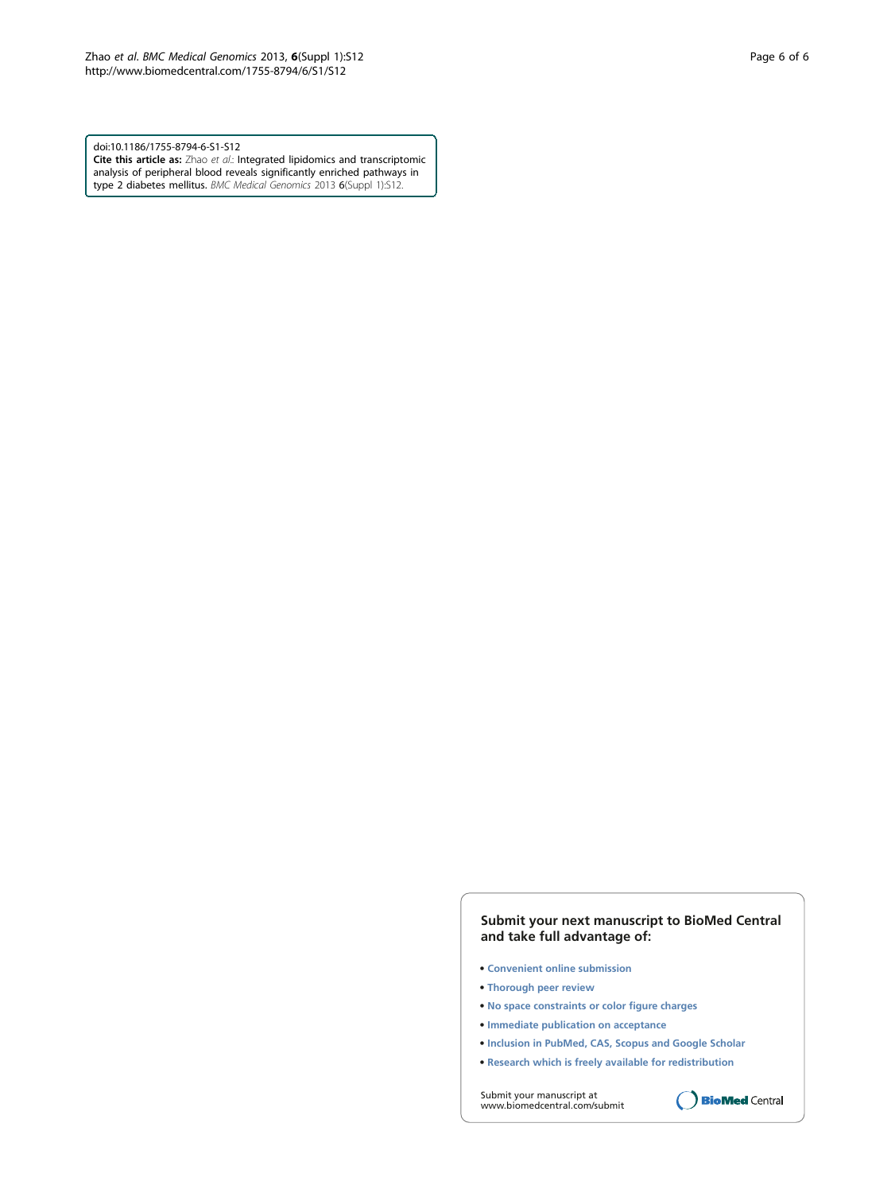doi:10.1186/1755-8794-6-S1-S12

**Cite this article as:** Zhao *et al.*: Integrated lipidomics and transcriptomic analysis of peripheral blood reveals significantly enriched pathways in type 2 diabetes mellitus. *BMC Medical Genomics* 2013 **6**(Suppl 1):S12.

**Submit your next manuscript to BioMed Central and take full advantage of:**

- **Convenient online submission**
- **Thorough peer review**
- **No space constraints or color figure charges**
- **Immediate publication on acceptance**
- **Inclusion in PubMed, CAS, Scopus and Google Scholar**
- **Research which is freely available for redistribution**

Submit your manuscript at
www.biomedcentral.com/submit

BioMed Central